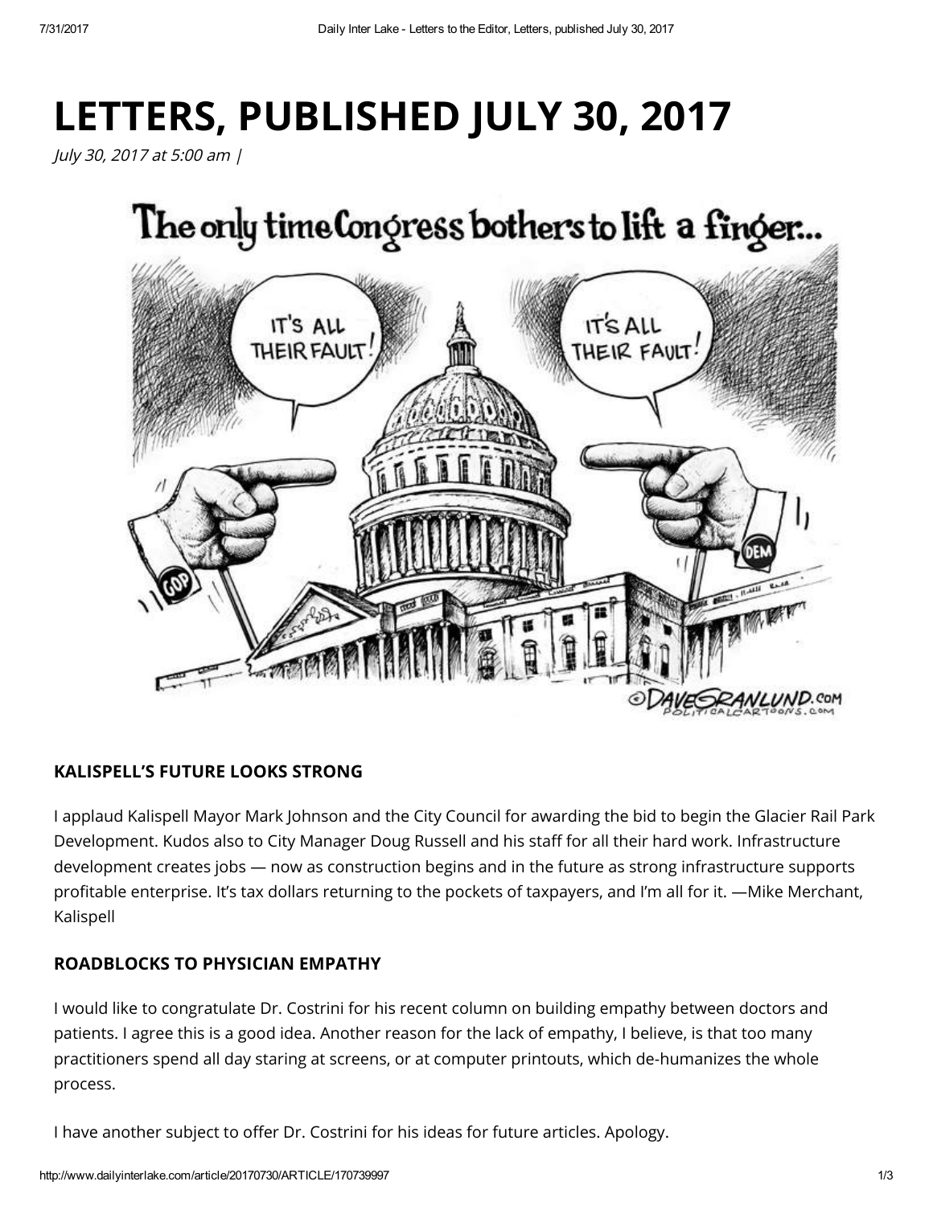# LETTERS, PUBLISHED JULY 30, 2017

*July 30, 2017 at 5:00 am |*

### KALISPELL'S FUTURE LOOKS STRONG

I applaud Kalispell Mayor Mark Johnson and the City Council for awarding the bid to begin the Glacier Rail Park Development. Kudos also to City Manager Doug Russell and his staff for all their hard work. Infrastructure development creates jobs — now as construction begins and in the future as strong infrastructure supports profitable enterprise. It's tax dollars returning to the pockets of taxpayers, and I'm all for it. —Mike Merchant, Kalispell

### ROADBLOCKS TO PHYSICIAN EMPATHY

I would like to congratulate Dr. Costrini for his recent column on building empathy between doctors and patients. I agree this is a good idea. Another reason for the lack of empathy, I believe, is that too many practitioners spend all day staring at screens, or at computer printouts, which de-humanizes the whole process.

I have another subject to offer Dr. Costrini for his ideas for future articles. Apology.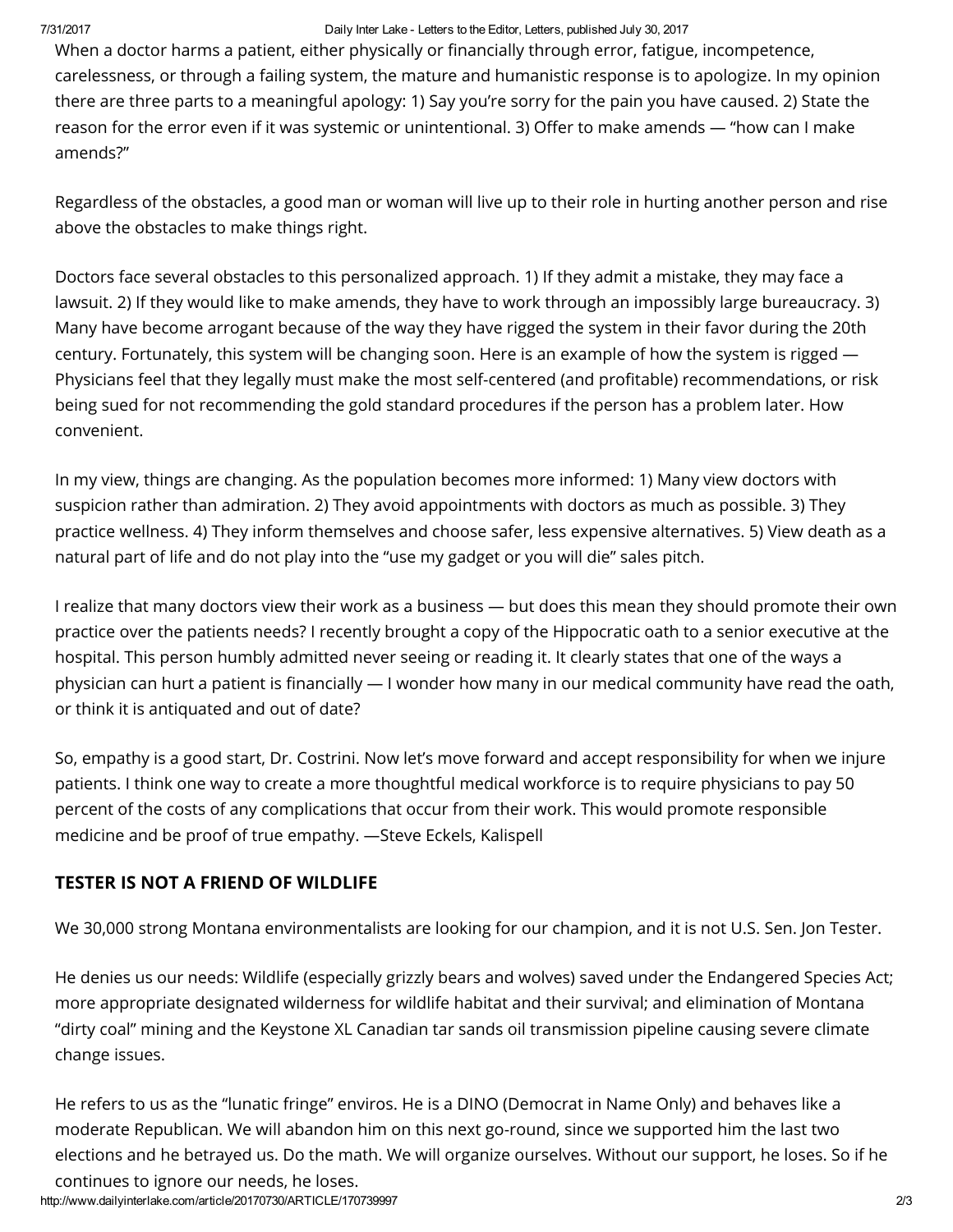When a doctor harms a patient, either physically or financially through error, fatigue, incompetence, carelessness, or through a failing system, the mature and humanistic response is to apologize. In my opinion there are three parts to a meaningful apology: 1) Say you're sorry for the pain you have caused. 2) State the reason for the error even if it was systemic or unintentional. 3) Offer to make amends — "how can I make amends?"

Regardless of the obstacles, a good man or woman will live up to their role in hurting another person and rise above the obstacles to make things right.

Doctors face several obstacles to this personalized approach. 1) If they admit a mistake, they may face a lawsuit. 2) If they would like to make amends, they have to work through an impossibly large bureaucracy. 3) Many have become arrogant because of the way they have rigged the system in their favor during the 20th century. Fortunately, this system will be changing soon. Here is an example of how the system is rigged — Physicians feel that they legally must make the most self-centered (and profitable) recommendations, or risk being sued for not recommending the gold standard procedures if the person has a problem later. How convenient.

In my view, things are changing. As the population becomes more informed: 1) Many view doctors with suspicion rather than admiration. 2) They avoid appointments with doctors as much as possible. 3) They practice wellness. 4) They inform themselves and choose safer, less expensive alternatives. 5) View death as a natural part of life and do not play into the "use my gadget or you will die" sales pitch.

I realize that many doctors view their work as a business — but does this mean they should promote their own practice over the patients needs? I recently brought a copy of the Hippocratic oath to a senior executive at the hospital. This person humbly admitted never seeing or reading it. It clearly states that one of the ways a physician can hurt a patient is financially — I wonder how many in our medical community have read the oath, or think it is antiquated and out of date?

So, empathy is a good start, Dr. Costrini. Now let's move forward and accept responsibility for when we injure patients. I think one way to create a more thoughtful medical workforce is to require physicians to pay 50 percent of the costs of any complications that occur from their work. This would promote responsible medicine and be proof of true empathy. —Steve Eckels, Kalispell

## TESTER IS NOT A FRIEND OF WILDLIFE

We 30,000 strong Montana environmentalists are looking for our champion, and it is not U.S. Sen. Jon Tester.

He denies us our needs: Wildlife (especially grizzly bears and wolves) saved under the Endangered Species Act; more appropriate designated wilderness for wildlife habitat and their survival; and elimination of Montana "dirty coal" mining and the Keystone XL Canadian tar sands oil transmission pipeline causing severe climate change issues.

He refers to us as the "lunatic fringe" enviros. He is a DINO (Democrat in Name Only) and behaves like a moderate Republican. We will abandon him on this next go-round, since we supported him the last two elections and he betrayed us. Do the math. We will organize ourselves. Without our support, he loses. So if he continues to ignore our needs, he loses.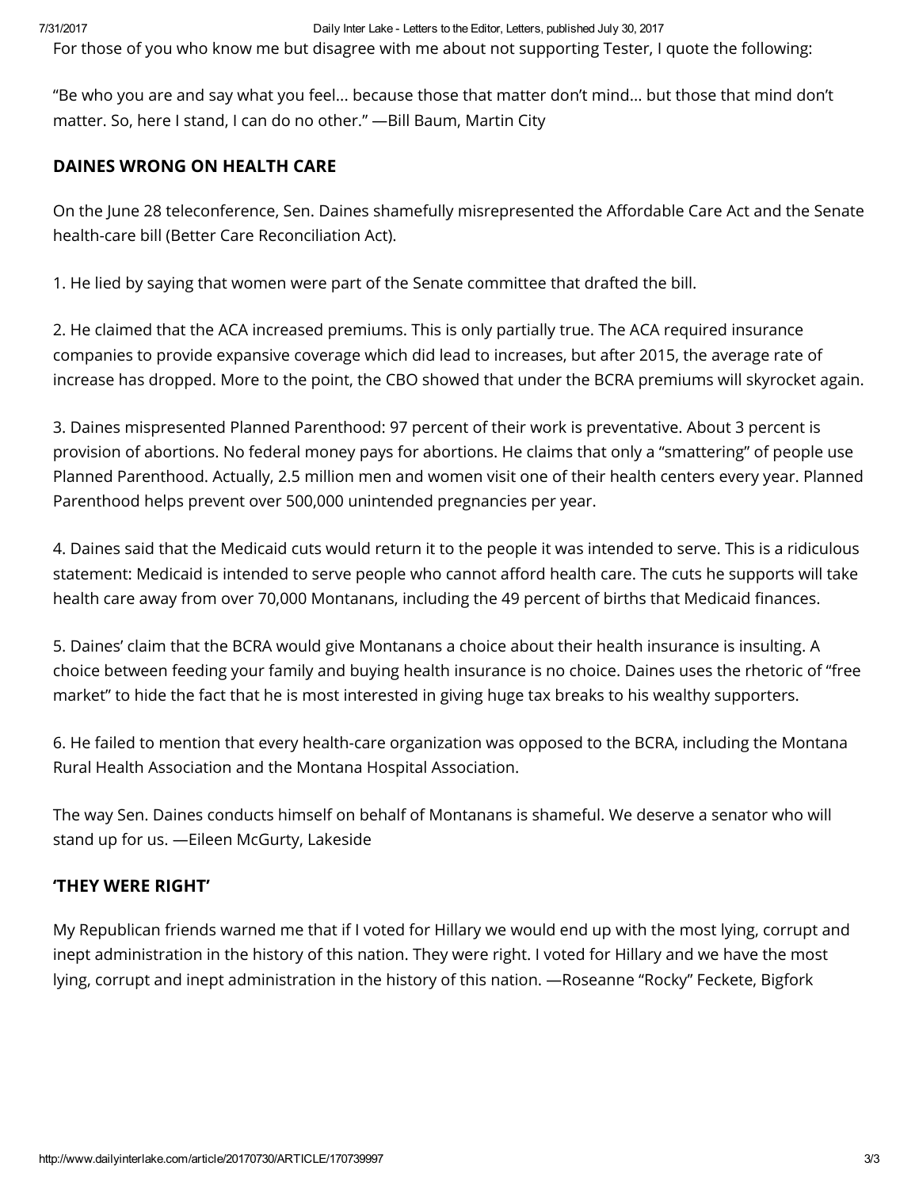For those of you who know me but disagree with me about not supporting Tester, I quote the following:

"Be who you are and say what you feel... because those that matter don't mind... but those that mind don't matter. So, here I stand, I can do no other." —Bill Baum, Martin City

### DAINES WRONG ON HEALTH CARE

On the June 28 teleconference, Sen. Daines shamefully misrepresented the Affordable Care Act and the Senate health-care bill (Better Care Reconciliation Act).

1. He lied by saying that women were part of the Senate committee that drafted the bill.

2. He claimed that the ACA increased premiums. This is only partially true. The ACA required insurance companies to provide expansive coverage which did lead to increases, but after 2015, the average rate of increase has dropped. More to the point, the CBO showed that under the BCRA premiums will skyrocket again.

3. Daines mispresented Planned Parenthood: 97 percent of their work is preventative. About 3 percent is provision of abortions. No federal money pays for abortions. He claims that only a "smattering" of people use Planned Parenthood. Actually, 2.5 million men and women visit one of their health centers every year. Planned Parenthood helps prevent over 500,000 unintended pregnancies per year.

4. Daines said that the Medicaid cuts would return it to the people it was intended to serve. This is a ridiculous statement: Medicaid is intended to serve people who cannot afford health care. The cuts he supports will take health care away from over 70,000 Montanans, including the 49 percent of births that Medicaid finances.

5. Daines' claim that the BCRA would give Montanans a choice about their health insurance is insulting. A choice between feeding your family and buying health insurance is no choice. Daines uses the rhetoric of "free market" to hide the fact that he is most interested in giving huge tax breaks to his wealthy supporters.

6. He failed to mention that every health-care organization was opposed to the BCRA, including the Montana Rural Health Association and the Montana Hospital Association.

The way Sen. Daines conducts himself on behalf of Montanans is shameful. We deserve a senator who will stand up for us. —Eileen McGurty, Lakeside

### 'THEY WERE RIGHT'

My Republican friends warned me that if I voted for Hillary we would end up with the most lying, corrupt and inept administration in the history of this nation. They were right. I voted for Hillary and we have the most lying, corrupt and inept administration in the history of this nation. —Roseanne "Rocky" Feckete, Bigfork